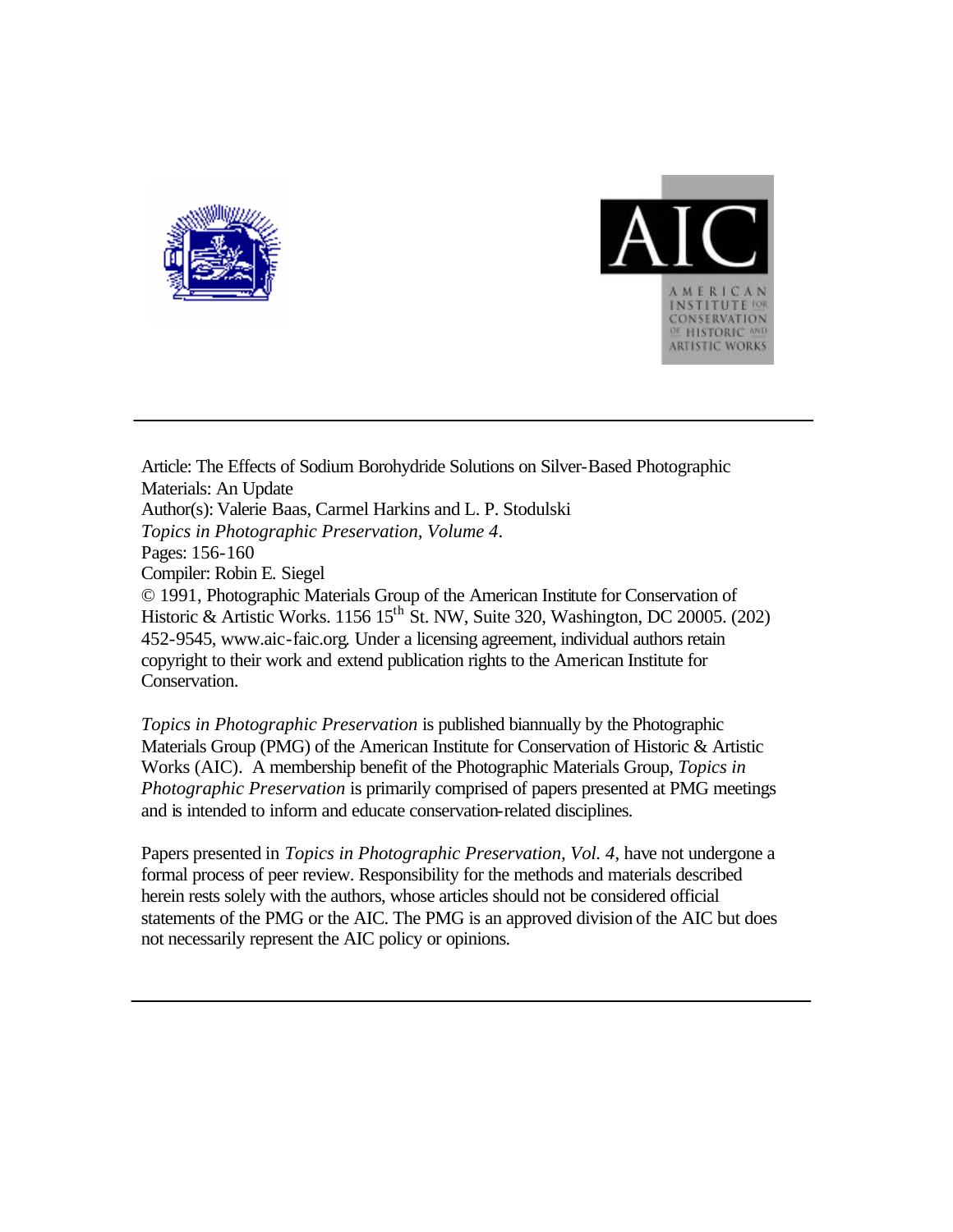Article: The Effects of Sodium Borohydride Solutions on Silver-Based Photographic Materials: An Update
Author(s): Valerie Baas, Carmel Harkins and L. P. Stodulski
*Topics in Photographic Preservation, Volume 4*.
Pages: 156-160
Compiler: Robin E. Siegel
© 1991, Photographic Materials Group of the American Institute for Conservation of Historic & Artistic Works. 1156 15th St. NW, Suite 320, Washington, DC 20005. (202) 452-9545, www.aic-faic.org. Under a licensing agreement, individual authors retain copyright to their work and extend publication rights to the American Institute for Conservation.

*Topics in Photographic Preservation* is published biannually by the Photographic Materials Group (PMG) of the American Institute for Conservation of Historic & Artistic Works (AIC). A membership benefit of the Photographic Materials Group, *Topics in Photographic Preservation* is primarily comprised of papers presented at PMG meetings and is intended to inform and educate conservation-related disciplines.

Papers presented in *Topics in Photographic Preservation, Vol. 4*, have not undergone a formal process of peer review. Responsibility for the methods and materials described herein rests solely with the authors, whose articles should not be considered official statements of the PMG or the AIC. The PMG is an approved division of the AIC but does not necessarily represent the AIC policy or opinions.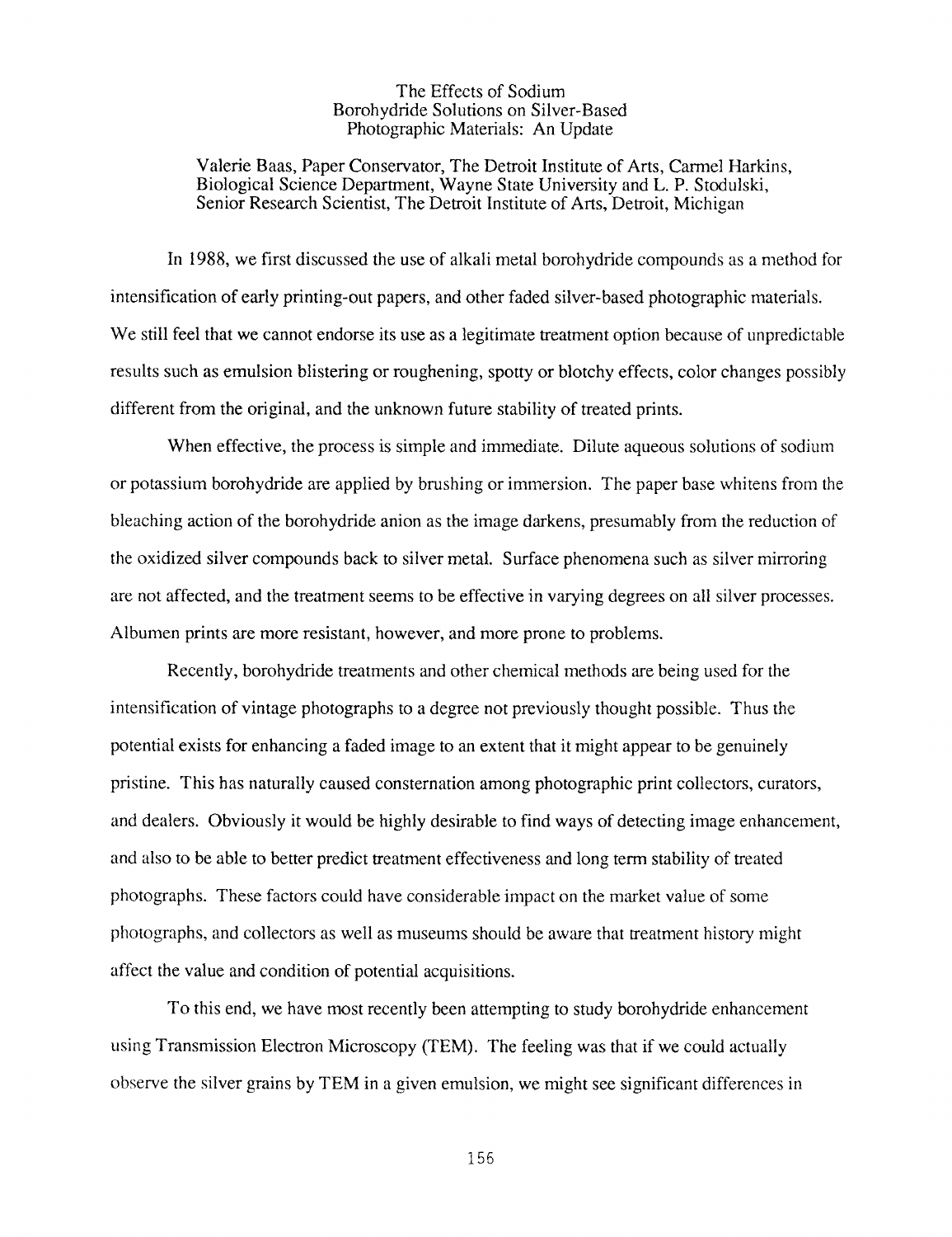# The Effects of Sodium Borohydride Solutions on Silver-Based Photographic Materials: An Update

Valerie Baas, Paper Conservator, The Detroit Institute of Arts, Carmel Harkins, Biological Science Department, Wayne State University and L. P. Stodulski, Senior Research Scientist, The Detroit Institute of Arts, Detroit, Michigan

In 1988, we first discussed the use of alkali metal borohydride compounds as a method for intensification of early printing-out papers, and other faded silver-based photographic materials. We still feel that we cannot endorse its use as a legitimate treatment option because of unpredictable results such as emulsion blistering or roughening, spotty or blotchy effects, color changes possibly different from the original, and the unknown future stability of treated prints.

When effective, the process is simple and immediate. Dilute aqueous solutions of sodium or potassium borohydride are applied by brushing or immersion. The paper base whitens from the bleaching action of the borohydride anion as the image darkens, presumably from the reduction of the oxidized silver compounds back to silver metal. Surface phenomena such as silver mirroring are not affected, and the treatment seems to be effective in varying degrees on all silver processes. Albumen prints are more resistant, however, and more prone to problems.

Recently, borohydride treatments and other chemical methods are being used for the intensification of vintage photographs to a degree not previously thought possible. Thus the potential exists for enhancing a faded image to an extent that it might appear to be genuinely pristine. This has naturally caused consternation among photographic print collectors, curators, and dealers. Obviously it would be highly desirable to find ways of detecting image enhancement, and also to be able to better predict treatment effectiveness and long term stability of treated photographs. These factors could have considerable impact on the market value of some photographs, and collectors as well as museums should be aware that treatment history might affect the value and condition of potential acquisitions.

To this end, we have most recently been attempting to study borohydride enhancement using Transmission Electron Microscopy (TEM). The feeling was that if we could actually observe the silver grains by TEM in a given emulsion, we might see significant differences in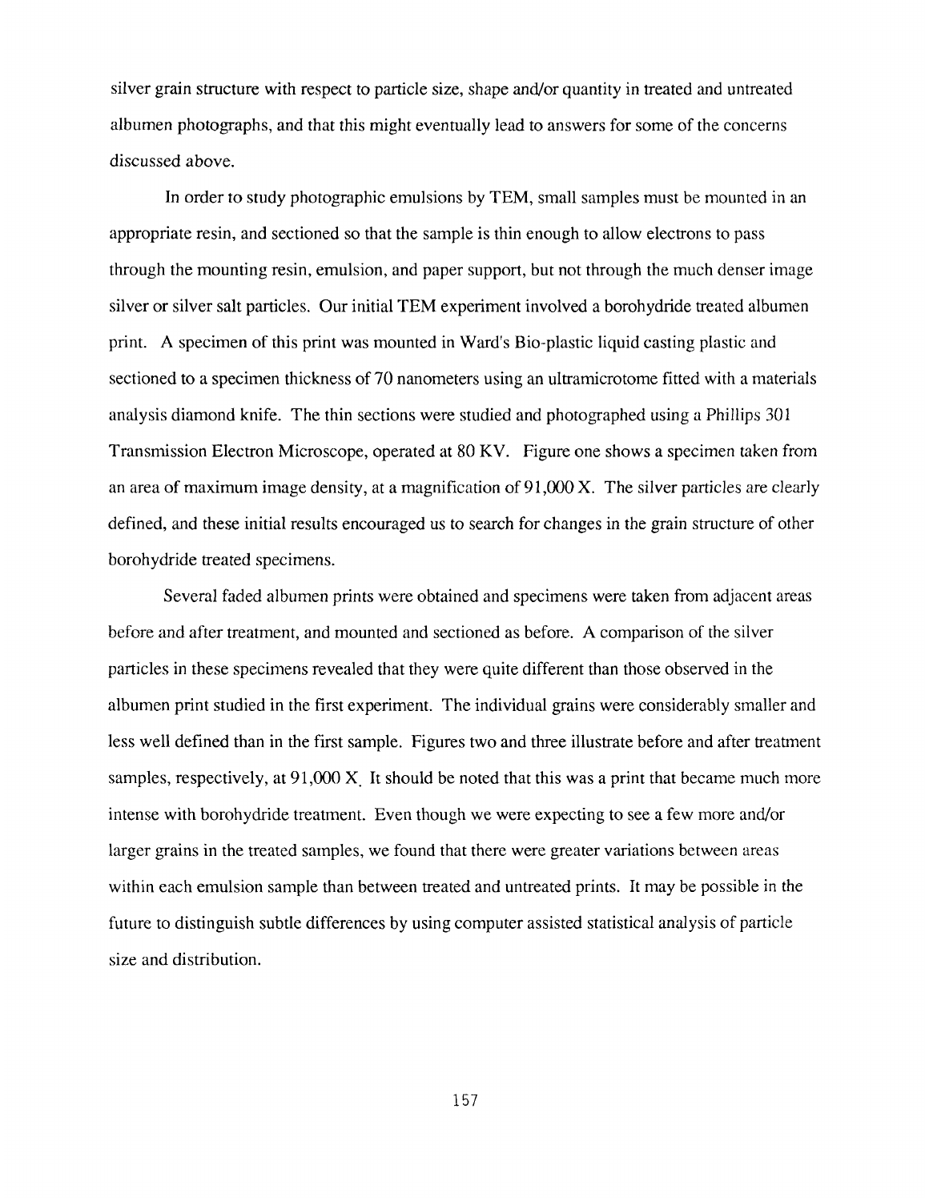silver grain structure with respect to particle size, shape and/or quantity in treated and untreated albumen photographs, and that this might eventually lead to answers for some of the concerns discussed above.

In order to study photographic emulsions by TEM, small samples must be mounted in an appropriate resin, and sectioned so that the sample is thin enough to allow electrons to pass through the mounting resin, emulsion, and paper support, but not through the much denser image silver or silver salt particles. Our initial TEM experiment involved a borohydride treated albumen print. A specimen of this print was mounted in Ward's Bio-plastic liquid casting plastic and sectioned to a specimen thickness of 70 nanometers using an ultramicrotome fitted with a materials analysis diamond knife. The thin sections were studied and photographed using a Phillips 301 Transmission Electron Microscope, operated at 80 KV. Figure one shows a specimen taken from an area of maximum image density, at a magnification of 91,000 X. The silver particles are clearly defined, and these initial results encouraged us to search for changes in the grain structure of other borohydride treated specimens.

Several faded albumen prints were obtained and specimens were taken from adjacent areas before and after treatment, and mounted and sectioned as before. A comparison of the silver particles in these specimens revealed that they were quite different than those observed in the albumen print studied in the first experiment. The individual grains were considerably smaller and less well defined than in the first sample. Figures two and three illustrate before and after treatment samples, respectively, at 91,000 X. It should be noted that this was a print that became much more intense with borohydride treatment. Even though we were expecting to see a few more and/or larger grains in the treated samples, we found that there were greater variations between areas within each emulsion sample than between treated and untreated prints. It may be possible in the future to distinguish subtle differences by using computer assisted statistical analysis of particle size and distribution.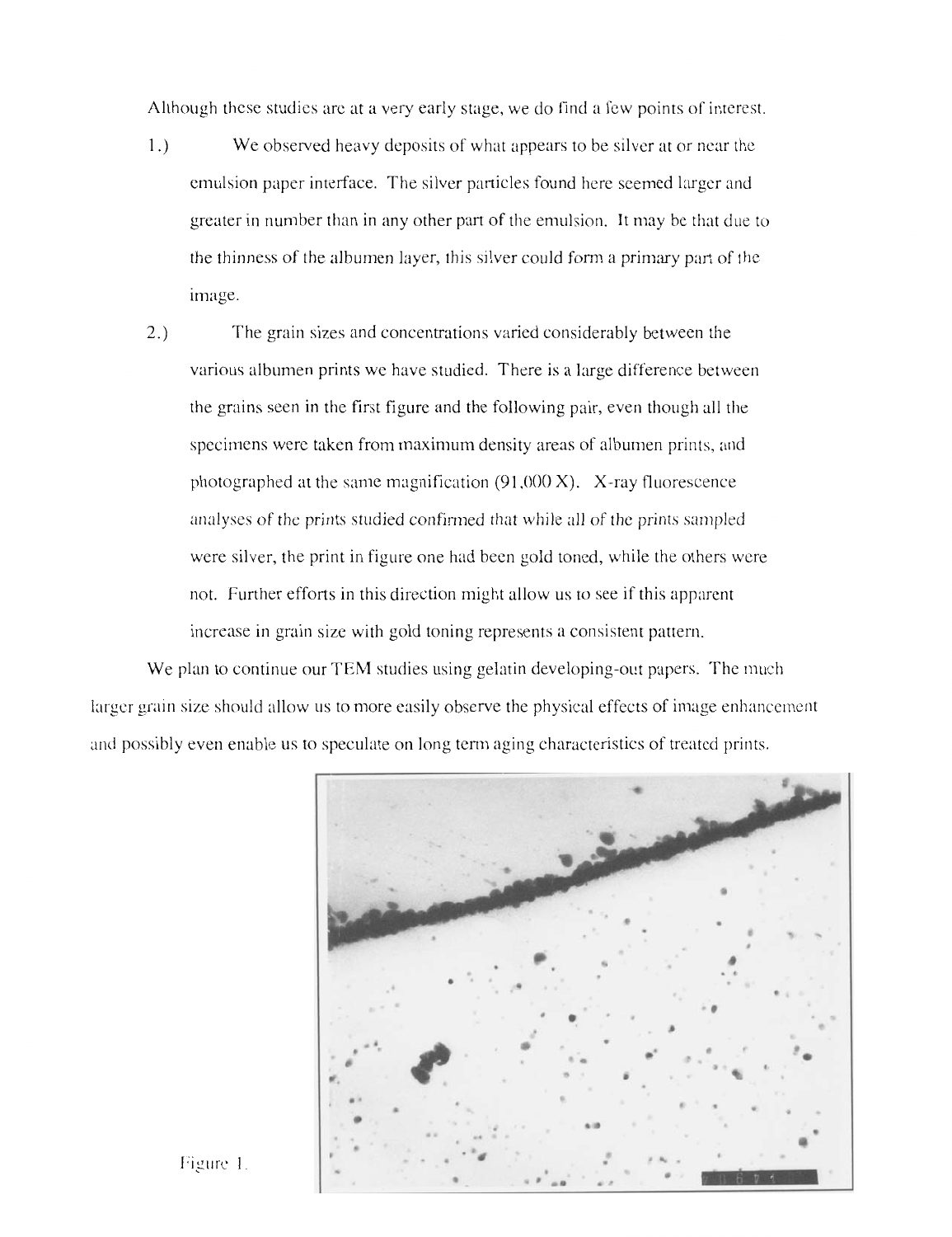Although these studies are at a very early stage, we do find a few points of interest.

1.) We observed heavy deposits of what appears to be silver at or near the emulsion paper interface. The silver particles found here seemed larger and greater in number than in any other part of the emulsion. It may be that due to the thinness of the albumen layer, this silver could form a primary part of the image.

2.) The grain sizes and concentrations varied considerably between the various albumen prints we have studied. There is a large difference between the grains seen in the first figure and the following pair, even though all the specimens were taken from maximum density areas of albumen prints, and photographed at the same magnification (91,000 X). X-ray fluorescence analyses of the prints studied confirmed that while all of the prints sampled were silver, the print in figure one had been gold toned, while the others were not. Further efforts in this direction might allow us to see if this apparent increase in grain size with gold toning represents a consistent pattern.

We plan to continue our TEM studies using gelatin developing-out papers. The much larger grain size should allow us to more easily observe the physical effects of image enhancement and possibly even enable us to speculate on long term aging characteristics of treated prints.

Figure 1.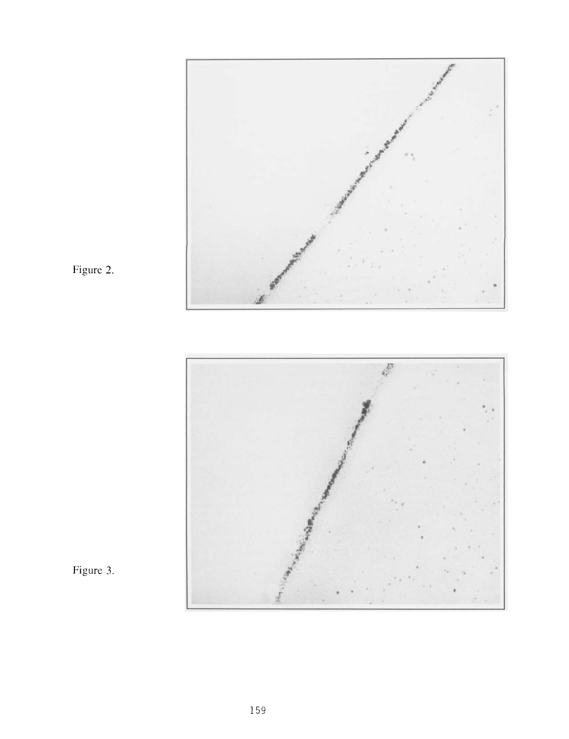Figure 2.

Figure 3.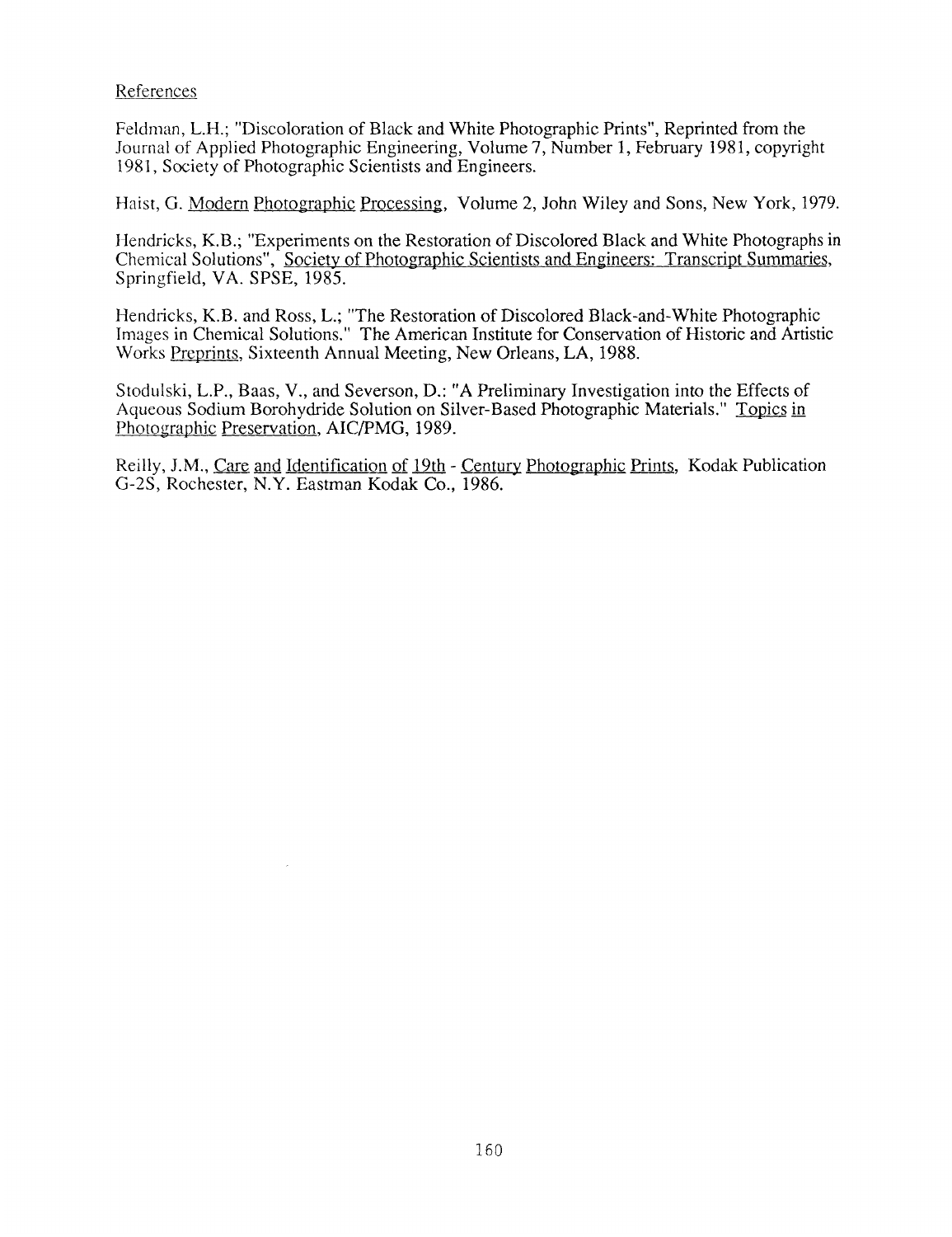References

Feldman, L.H.; "Discoloration of Black and White Photographic Prints", Reprinted from the Journal of Applied Photographic Engineering, Volume 7, Number 1, February 1981, copyright 1981, Society of Photographic Scientists and Engineers.

Haist, G. Modern Photographic Processing, Volume 2, John Wiley and Sons, New York, 1979.

Hendricks, K.B.; "Experiments on the Restoration of Discolored Black and White Photographs in Chemical Solutions", Society of Photographic Scientists and Engineers: Transcript Summaries, Springfield, VA. SPSE, 1985.

Hendricks, K.B. and Ross, L.; "The Restoration of Discolored Black-and-White Photographic Images in Chemical Solutions." The American Institute for Conservation of Historic and Artistic Works Preprints, Sixteenth Annual Meeting, New Orleans, LA, 1988.

Stodulski, L.P., Baas, V., and Severson, D.: "A Preliminary Investigation into the Effects of Aqueous Sodium Borohydride Solution on Silver-Based Photographic Materials." Topics in Photographic Preservation, AIC/PMG, 1989.

Reilly, J.M., Care and Identification of 19th - Century Photographic Prints, Kodak Publication G-2S, Rochester, N.Y. Eastman Kodak Co., 1986.